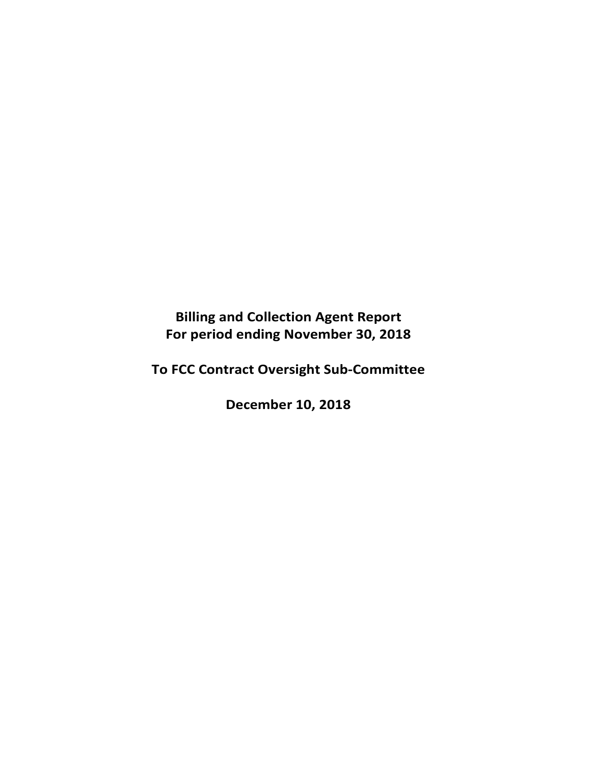# Billing and Collection Agent Report
# For period ending November 30, 2018

# To FCC Contract Oversight Sub-Committee

# December 10, 2018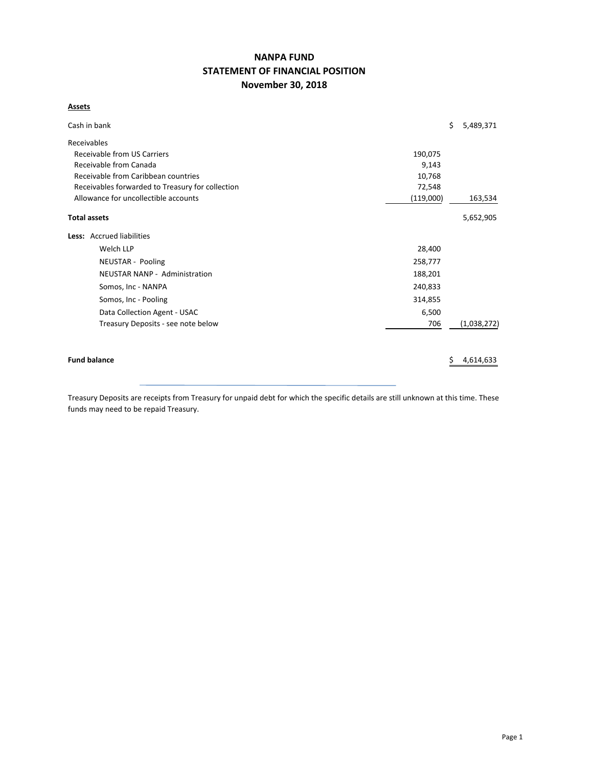# NANPA FUND
## STATEMENT OF FINANCIAL POSITION
## November 30, 2018

**Assets**

| | | | |
|---|---|---|---|
| Cash in bank | | $ | 5,489,371 |
| Receivables | | | |
| Receivable from US Carriers | 190,075 | | |
| Receivable from Canada | 9,143 | | |
| Receivable from Caribbean countries | 10,768 | | |
| Receivables forwarded to Treasury for collection | 72,548 | | |
| Allowance for uncollectible accounts | (119,000) | | 163,534 |
| **Total assets** | | | 5,652,905 |
| **Less:** Accrued liabilities | | | |
| Welch LLP | 28,400 | | |
| NEUSTAR - Pooling | 258,777 | | |
| NEUSTAR NANP - Administration | 188,201 | | |
| Somos, Inc - NANPA | 240,833 | | |
| Somos, Inc - Pooling | 314,855 | | |
| Data Collection Agent - USAC | 6,500 | | |
| Treasury Deposits - see note below | 706 | | (1,038,272) |
| **Fund balance** | | $ | 4,614,633 |

Treasury Deposits are receipts from Treasury for unpaid debt for which the specific details are still unknown at this time. These funds may need to be repaid Treasury.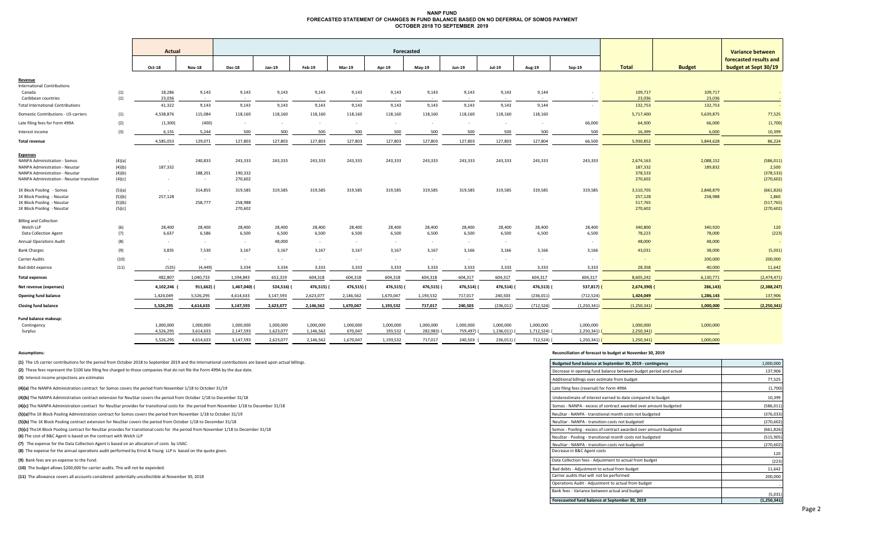# NANP FUND
## FORECASTED STATEMENT OF CHANGES IN FUND BALANCE BASED ON NO DEFERRAL OF SOMOS PAYMENT
### OCTOBER 2018 TO SEPTEMBER 2019

| | | Actual | | Forecasted | | | | | | | | | | | | Variance between forecasted results and budget at Sept 30/19 |
|---|---|---|---|---|---|---|---|---|---|---|---|---|---|---|---|---|
| | | Oct-18 | Nov-18 | Dec-18 | Jan-19 | Feb-19 | Mar-19 | Apr-19 | May-19 | Jun-19 | Jul-19 | Aug-19 | Sep-19 | Total | Budget | |
| **Revenue** | | | | | | | | | | | | | | | | |
| International Contributions | | | | | | | | | | | | | | | | |
| Canada | (1) | 18,286 | 9,143 | 9,143 | 9,143 | 9,143 | 9,143 | 9,143 | 9,143 | 9,143 | 9,143 | 9,144 | - | 109,717 | 109,717 | - |
| Caribbean countries | (1) | 23,036 | - | - | - | - | - | - | - | - | - | - | - | 23,036 | 23,036 | - |
| Total International Contributions | | 41,322 | 9,143 | 9,143 | 9,143 | 9,143 | 9,143 | 9,143 | 9,143 | 9,143 | 9,143 | 9,144 | - | 132,753 | 132,753 | - |
| Domestic Contributions - US carriers | (1) | 4,538,876 | 115,084 | 118,160 | 118,160 | 118,160 | 118,160 | 118,160 | 118,160 | 118,160 | 118,160 | 118,160 | | 5,717,400 | 5,639,875 | 77,525 |
| Late filing fees for Form 499A | (2) | (1,300) | (400) | - | - | - | - | - | - | - | - | - | 66,000 | 64,300 | 66,000 | (1,700) |
| Interest income | (3) | 6,155 | 5,244 | 500 | 500 | 500 | 500 | 500 | 500 | 500 | 500 | 500 | 500 | 16,399 | 6,000 | 10,399 |
| **Total revenue** | | 4,585,053 | 129,071 | 127,803 | 127,803 | 127,803 | 127,803 | 127,803 | 127,803 | 127,803 | 127,803 | 127,804 | 66,500 | 5,930,852 | 5,844,628 | 86,224 |
| **Expenses** | | | | | | | | | | | | | | | | |
| NANPA Administration - Somos | (4)(a) | - | 240,833 | 243,333 | 243,333 | 243,333 | 243,333 | 243,333 | 243,333 | 243,333 | 243,333 | 243,333 | 243,333 | 2,674,163 | 2,088,152 | (586,011) |
| NANPA Administration - Neustar | (4)(b) | 187,332 | | | | | | | | | | | | 187,332 | 189,832 | 2,500 |
| NANPA Administration - Neustar | (4)(b) | | 188,201 | 190,332 | | | | | | | | | | 378,533 | | (378,533) |
| NANPA Administration - Neustar transition | (4)(c) | - | - | 270,602 | | | | | | | | | | 270,602 | | (270,602) |
| 1K Block Pooling - Somos | (5)(a) | - | 314,855 | 319,585 | 319,585 | 319,585 | 319,585 | 319,585 | 319,585 | 319,585 | 319,585 | 319,585 | 319,585 | 3,510,705 | 2,848,879 | (661,826) |
| 1K Block Pooling - Neustar | (5)(b) | 257,128 | | | | | | | | | | | | 257,128 | 258,988 | 1,860 |
| 1K Block Pooling - Neustar | (5)(b) | | 258,777 | 258,988 | | | | | | | | | | 517,765 | | (517,765) |
| 1K Block Pooling - Neustar | (5)(c) | | | 270,602 | | | | | | | | | | 270,602 | | (270,602) |
| Billing and Collection | | | | | | | | | | | | | | | | |
| Welch LLP | (6) | 28,400 | 28,400 | 28,400 | 28,400 | 28,400 | 28,400 | 28,400 | 28,400 | 28,400 | 28,400 | 28,400 | 28,400 | 340,800 | 340,920 | 120 |
| Data Collection Agent | (7) | 6,637 | 6,586 | 6,500 | 6,500 | 6,500 | 6,500 | 6,500 | 6,500 | 6,500 | 6,500 | 6,500 | 6,500 | 78,223 | 78,000 | (223) |
| Annual Operations Audit | (8) | - | - | - | 48,000 | - | - | - | - | - | - | | - | 48,000 | 48,000 | - |
| Bank Charges | (9) | 3,835 | 7,530 | 3,167 | 3,167 | 3,167 | 3,167 | 3,167 | 3,167 | 3,166 | 3,166 | 3,166 | 3,166 | 43,031 | 38,000 | (5,031) |
| Carrier Audits | (10) | - | - | - | - | - | - | - | - | - | - | - | - | - | 200,000 | 200,000 |
| Bad debt expense | (11) | (525) | (4,449) | 3,334 | 3,334 | 3,333 | 3,333 | 3,333 | 3,333 | 3,333 | 3,333 | 3,333 | 3,333 | 28,358 | 40,000 | 11,642 |
| **Total expenses** | | 482,807 | 1,040,733 | 1,594,843 | 652,319 | 604,318 | 604,318 | 604,318 | 604,318 | 604,317 | 604,317 | 604,317 | 604,317 | 8,605,242 | 6,130,771 | (2,474,471) |
| **Net revenue (expenses)** | | 4,102,246 | (911,662) | (1,467,040) | (524,516) | (476,515) | (476,515) | (476,515) | (476,515) | (476,514) | (476,514) | (476,513) | (537,817) | (2,674,390) | (286,143) | (2,388,247) |
| **Opening fund balance** | | 1,424,049 | 5,526,295 | 4,614,633 | 3,147,593 | 2,623,077 | 2,146,562 | 1,670,047 | 1,193,532 | 717,017 | 240,503 | (236,011) | (712,524) | 1,424,049 | 1,286,143 | 137,906 |
| **Closing fund balance** | | 5,526,295 | 4,614,633 | 3,147,593 | 2,623,077 | 2,146,562 | 1,670,047 | 1,193,532 | 717,017 | 240,503 | (236,011) | (712,524) | (1,250,341) | (1,250,341) | 1,000,000 | (2,250,341) |
| **Fund balance makeup:** | | | | | | | | | | | | | | | | |
| Contingency | | 1,000,000 | 1,000,000 | 1,000,000 | 1,000,000 | 1,000,000 | 1,000,000 | 1,000,000 | 1,000,000 | 1,000,000 | 1,000,000 | 1,000,000 | 1,000,000 | 1,000,000 | 1,000,000 | |
| Surplus | | 4,526,295 | 3,614,633 | 2,147,593 | 1,623,077 | 1,146,562 | 670,047 | 193,532 | (282,983) | (759,497) | (1,236,011) | (1,712,524) | (2,250,341) | (2,250,341) | - | |
| | | 5,526,295 | 4,614,633 | 3,147,593 | 2,623,077 | 2,146,562 | 1,670,047 | 1,193,532 | 717,017 | 240,503 | (236,011) | (712,524) | (1,250,341) | (1,250,341) | 1,000,000 | |

**Assumptions:**

**(1)** The US carrier contributions for the period from October 2018 to September 2019 and the International contributions are based upon actual billings.

**(2)** These fees represent the $100 late filing fee charged to those companies that do not file the Form 499A by the due date.

**(3)** Interest income projections are estimates

**(4)(a)** The NANPA Administration contract for Somos covers the period from November 1/18 to October 31/19

**(4)(b)** The NANPA Administration contract extension for NeuStar covers the period from October 1/18 to December 31/18

**(4)(c)** The NANPA Administration contract for NeuStar provides for transitional costs for the period from November 1/18 to December 31/18

**(5)(a)** The 1K Block Pooling Administration contract for Somos covers the period from November 1/18 to October 31/19

**(5)(b)** The 1K Block Pooling contract extension for NeuStar covers the period from October 1/18 to December 31/18

**(5)(c)** The 1K Block Pooling contract for NeuStar provides for transitional costs for the period from November 1/18 to December 31/18

**(6)** The cost of B&C Agent is based on the contract with Welch LLP

**(7)** The expense for the Data Collection Agent is based on an allocation of costs by USAC.

**(8)** The expense for the annual operations audit performed by Ernst & Young LLP is based on the quote given.

**(9)** Bank fees are an expense to the Fund.

**(10)** The budget allows $200,000 for carrier audits. This will not be expended.

**(11)** The allowance covers all accounts considered potentially uncollectible at November 30, 2018

**Reconciliation of forecast to budget at November 30, 2019**

| | |
|---|---|
| **Budgeted fund balance at September 30, 2019 - contingency** | 1,000,000 |
| Decrease in opening fund balance between budget period and actual | 137,906 |
| Additional billings over estimate from budget | 77,525 |
| Late filing fees (reversal) for Form 499A | (1,700) |
| Underestimate of interest earned to date compared to budget | 10,399 |
| Somos - NANPA - excess of contract awarded over amount budgeted | (586,011) |
| NeuStar - NANPA - transitional month costs not budgeted | (376,033) |
| NeuStar - NANPA - transition costs not budgeted | (270,602) |
| Somos - Pooling - excess of contract awarded over amount budgeted | (661,826) |
| NeuStar - Pooling - transitional month costs not budgeted | (515,905) |
| NeuStar - NANPA - transition costs not budgeted | (270,602) |
| Decrease in B&C Agent costs | 120 |
| Data Collection fees - Adjustment to actual from budget | (223) |
| Bad debts - Adjustment to actual from budget | 11,642 |
| Carrier audits that will not be performed | 200,000 |
| Operations Audit - Adjustment to actual from budget | - |
| Bank fees - Variance between actual and budget | (5,031) |
| **Forecaseted fund balance at September 30, 2019** | **(1,250,341)** |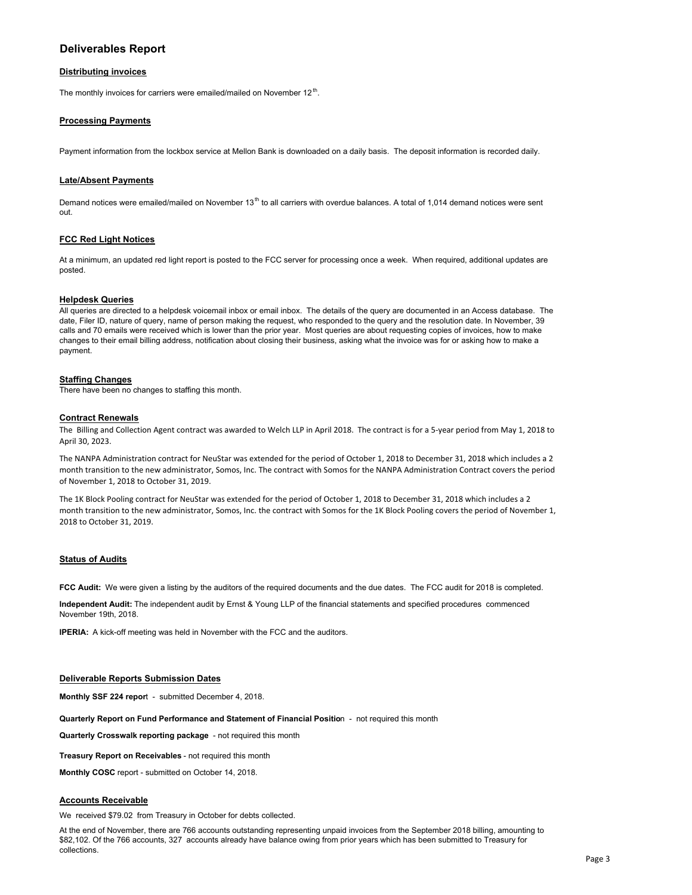# Deliverables Report

### Distributing invoices

The monthly invoices for carriers were emailed/mailed on November 12th.

### Processing Payments

Payment information from the lockbox service at Mellon Bank is downloaded on a daily basis. The deposit information is recorded daily.

### Late/Absent Payments

Demand notices were emailed/mailed on November 13th to all carriers with overdue balances. A total of 1,014 demand notices were sent out.

### FCC Red Light Notices

At a minimum, an updated red light report is posted to the FCC server for processing once a week. When required, additional updates are posted.

### Helpdesk Queries

All queries are directed to a helpdesk voicemail inbox or email inbox. The details of the query are documented in an Access database. The date, Filer ID, nature of query, name of person making the request, who responded to the query and the resolution date. In November, 39 calls and 70 emails were received which is lower than the prior year. Most queries are about requesting copies of invoices, how to make changes to their email billing address, notification about closing their business, asking what the invoice was for or asking how to make a payment.

### Staffing Changes

There have been no changes to staffing this month.

### Contract Renewals

The Billing and Collection Agent contract was awarded to Welch LLP in April 2018. The contract is for a 5-year period from May 1, 2018 to April 30, 2023.

The NANPA Administration contract for NeuStar was extended for the period of October 1, 2018 to December 31, 2018 which includes a 2 month transition to the new administrator, Somos, Inc. The contract with Somos for the NANPA Administration Contract covers the period of November 1, 2018 to October 31, 2019.

The 1K Block Pooling contract for NeuStar was extended for the period of October 1, 2018 to December 31, 2018 which includes a 2 month transition to the new administrator, Somos, Inc. the contract with Somos for the 1K Block Pooling covers the period of November 1, 2018 to October 31, 2019.

### Status of Audits

**FCC Audit:** We were given a listing by the auditors of the required documents and the due dates. The FCC audit for 2018 is completed.

**Independent Audit:** The independent audit by Ernst & Young LLP of the financial statements and specified procedures commenced November 19th, 2018.

**IPERIA:** A kick-off meeting was held in November with the FCC and the auditors.

### Deliverable Reports Submission Dates

**Monthly SSF 224 report** - submitted December 4, 2018.

**Quarterly Report on Fund Performance and Statement of Financial Position** - not required this month

**Quarterly Crosswalk reporting package** - not required this month

**Treasury Report on Receivables** - not required this month

**Monthly COSC** report - submitted on October 14, 2018.

### Accounts Receivable

We received $79.02 from Treasury in October for debts collected.

At the end of November, there are 766 accounts outstanding representing unpaid invoices from the September 2018 billing, amounting to $82,102. Of the 766 accounts, 327 accounts already have balance owing from prior years which has been submitted to Treasury for collections.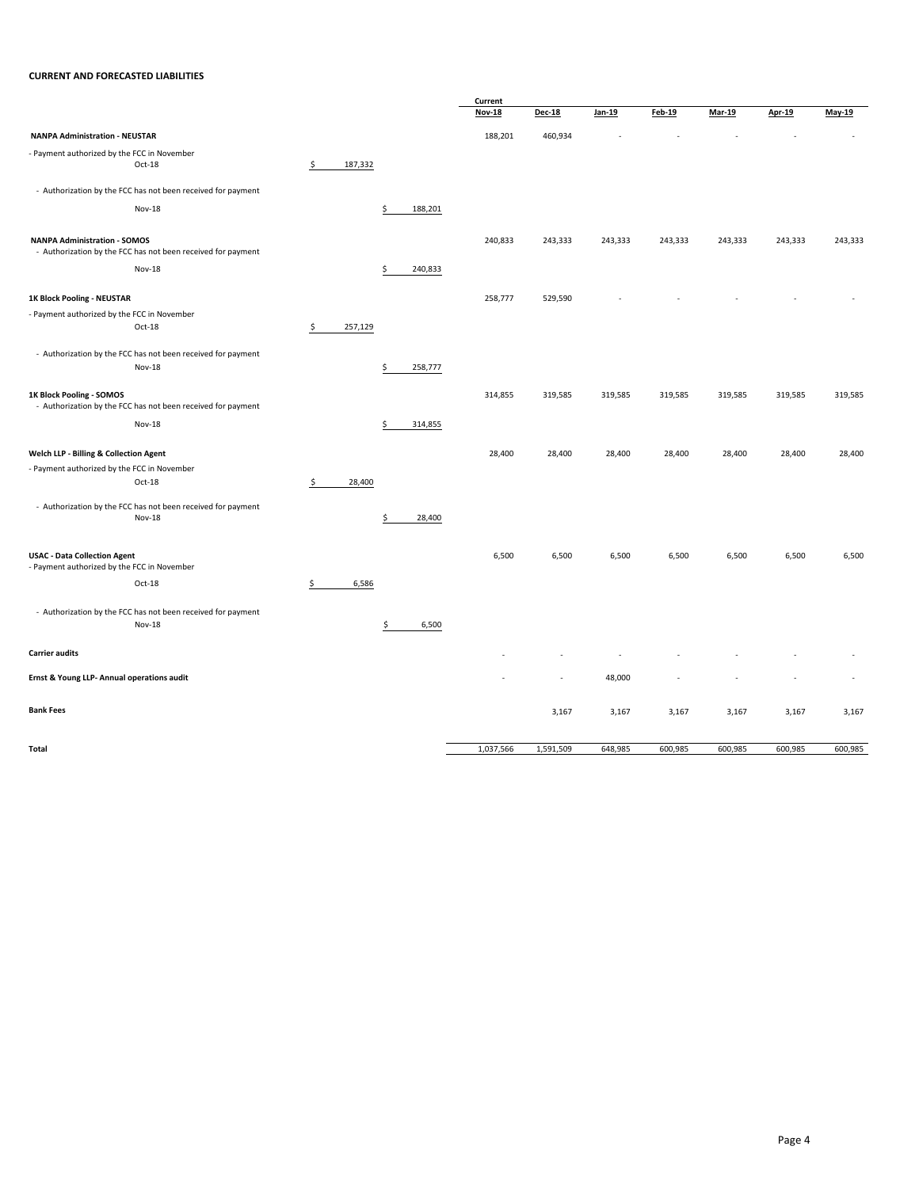**CURRENT AND FORECASTED LIABILITIES**

| | | | Current Nov-18 | Dec-18 | Jan-19 | Feb-19 | Mar-19 | Apr-19 | May-19 |
|---|---|---|---|---|---|---|---|---|---|
| **NANPA Administration - NEUSTAR** | | | 188,201 | 460,934 | - | - | - | - | - |
| - Payment authorized by the FCC in November | | | | | | | | | |
| Oct-18 | $ 187,332 | | | | | | | | |
| - Authorization by the FCC has not been received for payment | | | | | | | | | |
| Nov-18 | | $ 188,201 | | | | | | | |
| **NANPA Administration - SOMOS** | | | 240,833 | 243,333 | 243,333 | 243,333 | 243,333 | 243,333 | 243,333 |
| - Authorization by the FCC has not been received for payment | | | | | | | | | |
| Nov-18 | | $ 240,833 | | | | | | | |
| **1K Block Pooling - NEUSTAR** | | | 258,777 | 529,590 | - | - | - | - | - |
| - Payment authorized by the FCC in November | | | | | | | | | |
| Oct-18 | $ 257,129 | | | | | | | | |
| - Authorization by the FCC has not been received for payment | | | | | | | | | |
| Nov-18 | | $ 258,777 | | | | | | | |
| **1K Block Pooling - SOMOS** | | | 314,855 | 319,585 | 319,585 | 319,585 | 319,585 | 319,585 | 319,585 |
| - Authorization by the FCC has not been received for payment | | | | | | | | | |
| Nov-18 | | $ 314,855 | | | | | | | |
| **Welch LLP - Billing & Collection Agent** | | | 28,400 | 28,400 | 28,400 | 28,400 | 28,400 | 28,400 | 28,400 |
| - Payment authorized by the FCC in November | | | | | | | | | |
| Oct-18 | $ 28,400 | | | | | | | | |
| - Authorization by the FCC has not been received for payment | | | | | | | | | |
| Nov-18 | | $ 28,400 | | | | | | | |
| **USAC - Data Collection Agent** | | | 6,500 | 6,500 | 6,500 | 6,500 | 6,500 | 6,500 | 6,500 |
| - Payment authorized by the FCC in November | | | | | | | | | |
| Oct-18 | $ 6,586 | | | | | | | | |
| - Authorization by the FCC has not been received for payment | | | | | | | | | |
| Nov-18 | | $ 6,500 | | | | | | | |
| **Carrier audits** | | | - | - | - | - | - | - | - |
| **Ernst & Young LLP- Annual operations audit** | | | - | - | 48,000 | - | - | - | - |
| **Bank Fees** | | | | 3,167 | 3,167 | 3,167 | 3,167 | 3,167 | 3,167 |
| **Total** | | | 1,037,566 | 1,591,509 | 648,985 | 600,985 | 600,985 | 600,985 | 600,985 |